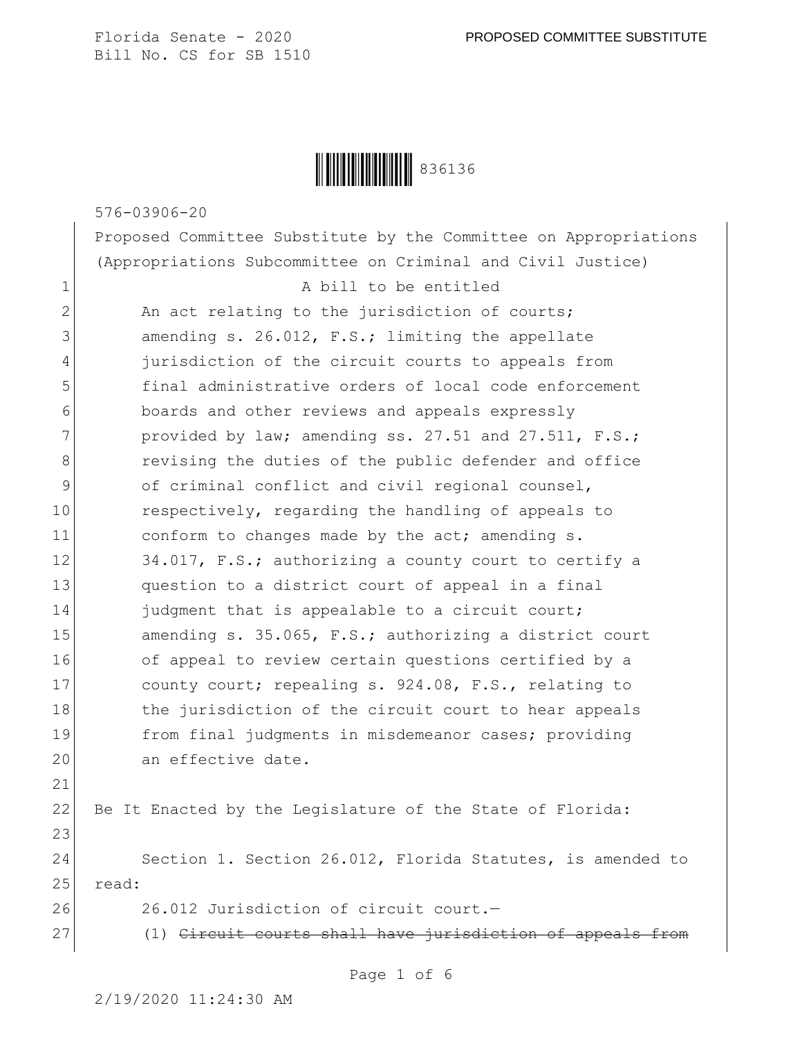Florida Senate - 2020 PROPOSED COMMITTEE SUBSTITUTE
Bill No. CS for SB 1510

836136

576-03906-20

Proposed Committee Substitute by the Committee on Appropriations (Appropriations Subcommittee on Criminal and Civil Justice)

A bill to be entitled

An act relating to the jurisdiction of courts; amending s. 26.012, F.S.; limiting the appellate jurisdiction of the circuit courts to appeals from final administrative orders of local code enforcement boards and other reviews and appeals expressly provided by law; amending ss. 27.51 and 27.511, F.S.; revising the duties of the public defender and office of criminal conflict and civil regional counsel, respectively, regarding the handling of appeals to conform to changes made by the act; amending s. 34.017, F.S.; authorizing a county court to certify a question to a district court of appeal in a final judgment that is appealable to a circuit court; amending s. 35.065, F.S.; authorizing a district court of appeal to review certain questions certified by a county court; repealing s. 924.08, F.S., relating to the jurisdiction of the circuit court to hear appeals from final judgments in misdemeanor cases; providing an effective date.

Be It Enacted by the Legislature of the State of Florida:

Section 1. Section 26.012, Florida Statutes, is amended to read:

26.012 Jurisdiction of circuit court.—

(1) ~~Circuit courts shall have jurisdiction of appeals from~~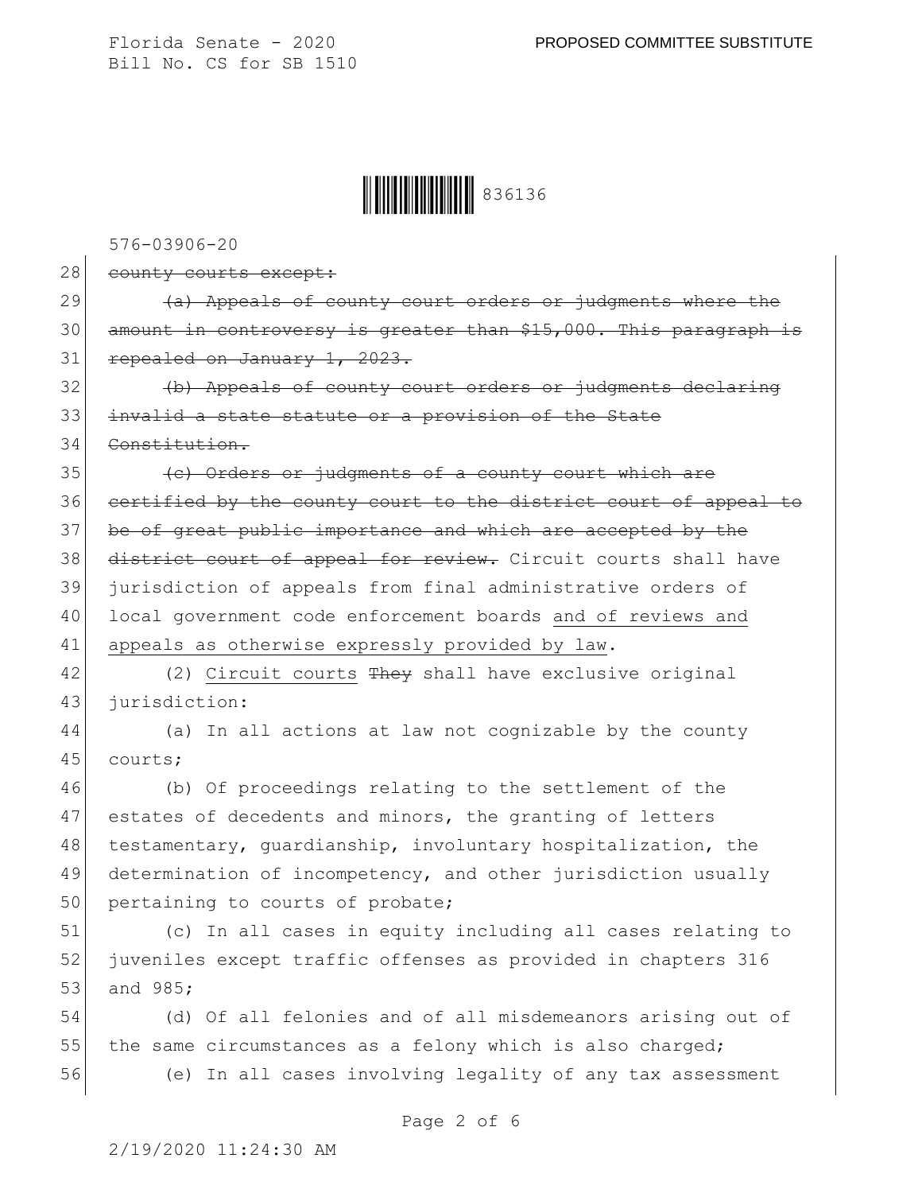~~county courts except:~~

~~(a) Appeals of county court orders or judgments where the amount in controversy is greater than $15,000. This paragraph is repealed on January 1, 2023.~~

~~(b) Appeals of county court orders or judgments declaring invalid a state statute or a provision of the State Constitution.~~

~~(c) Orders or judgments of a county court which are certified by the county court to the district court of appeal to be of great public importance and which are accepted by the district court of appeal for review.~~ Circuit courts shall have jurisdiction of appeals from final administrative orders of local government code enforcement boards <u>and of reviews and appeals as otherwise expressly provided by law</u>.

(2) <u>Circuit courts</u> ~~They~~ shall have exclusive original jurisdiction:

(a) In all actions at law not cognizable by the county courts;

(b) Of proceedings relating to the settlement of the estates of decedents and minors, the granting of letters testamentary, guardianship, involuntary hospitalization, the determination of incompetency, and other jurisdiction usually pertaining to courts of probate;

(c) In all cases in equity including all cases relating to juveniles except traffic offenses as provided in chapters 316 and 985;

(d) Of all felonies and of all misdemeanors arising out of the same circumstances as a felony which is also charged;

(e) In all cases involving legality of any tax assessment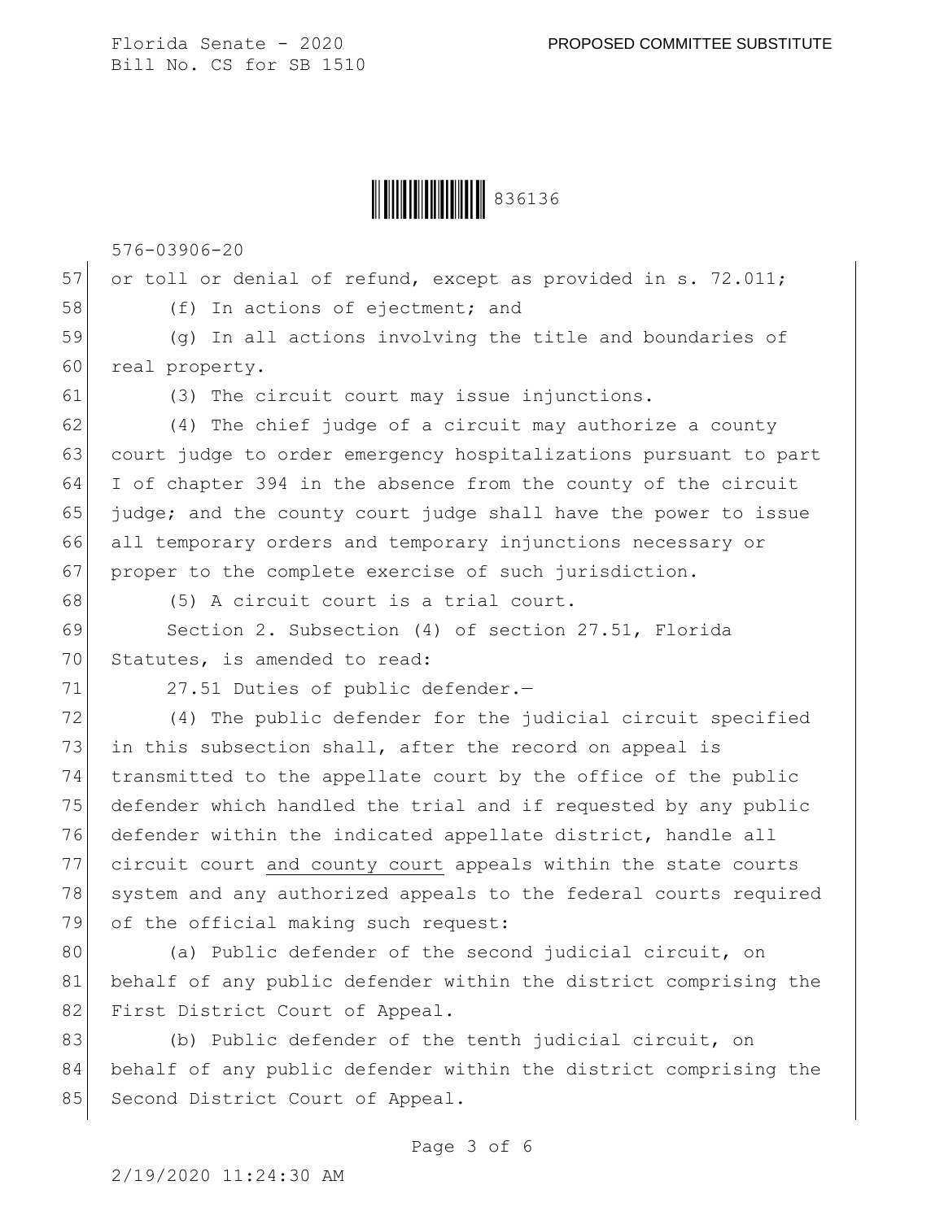or toll or denial of refund, except as provided in s. 72.011;

(f) In actions of ejectment; and

(g) In all actions involving the title and boundaries of real property.

(3) The circuit court may issue injunctions.

(4) The chief judge of a circuit may authorize a county court judge to order emergency hospitalizations pursuant to part I of chapter 394 in the absence from the county of the circuit judge; and the county court judge shall have the power to issue all temporary orders and temporary injunctions necessary or proper to the complete exercise of such jurisdiction.

(5) A circuit court is a trial court.

Section 2. Subsection (4) of section 27.51, Florida Statutes, is amended to read:

27.51 Duties of public defender.—

(4) The public defender for the judicial circuit specified in this subsection shall, after the record on appeal is transmitted to the appellate court by the office of the public defender which handled the trial and if requested by any public defender within the indicated appellate district, handle all circuit court and county court appeals within the state courts system and any authorized appeals to the federal courts required of the official making such request:

(a) Public defender of the second judicial circuit, on behalf of any public defender within the district comprising the First District Court of Appeal.

(b) Public defender of the tenth judicial circuit, on behalf of any public defender within the district comprising the Second District Court of Appeal.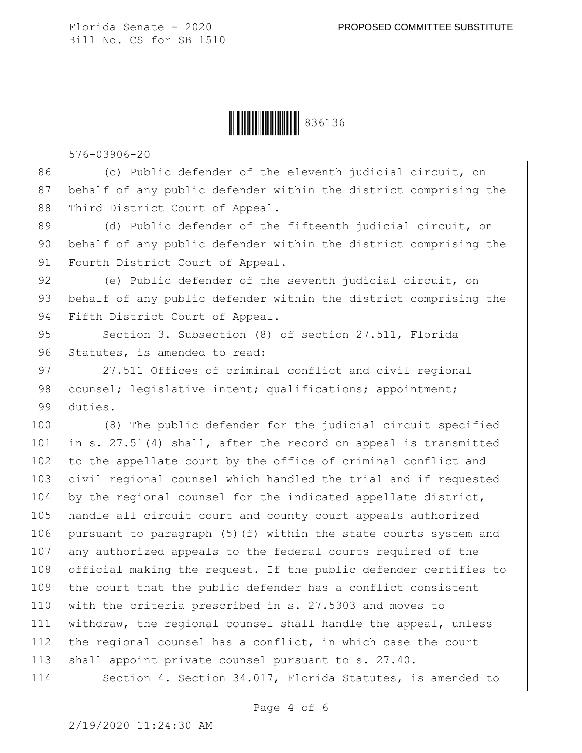(c) Public defender of the eleventh judicial circuit, on behalf of any public defender within the district comprising the Third District Court of Appeal.

(d) Public defender of the fifteenth judicial circuit, on behalf of any public defender within the district comprising the Fourth District Court of Appeal.

(e) Public defender of the seventh judicial circuit, on behalf of any public defender within the district comprising the Fifth District Court of Appeal.

Section 3. Subsection (8) of section 27.511, Florida Statutes, is amended to read:

27.511 Offices of criminal conflict and civil regional counsel; legislative intent; qualifications; appointment; duties.—

(8) The public defender for the judicial circuit specified in s. 27.51(4) shall, after the record on appeal is transmitted to the appellate court by the office of criminal conflict and civil regional counsel which handled the trial and if requested by the regional counsel for the indicated appellate district, handle all circuit court and county court appeals authorized pursuant to paragraph (5)(f) within the state courts system and any authorized appeals to the federal courts required of the official making the request. If the public defender certifies to the court that the public defender has a conflict consistent with the criteria prescribed in s. 27.5303 and moves to withdraw, the regional counsel shall handle the appeal, unless the regional counsel has a conflict, in which case the court shall appoint private counsel pursuant to s. 27.40.

Section 4. Section 34.017, Florida Statutes, is amended to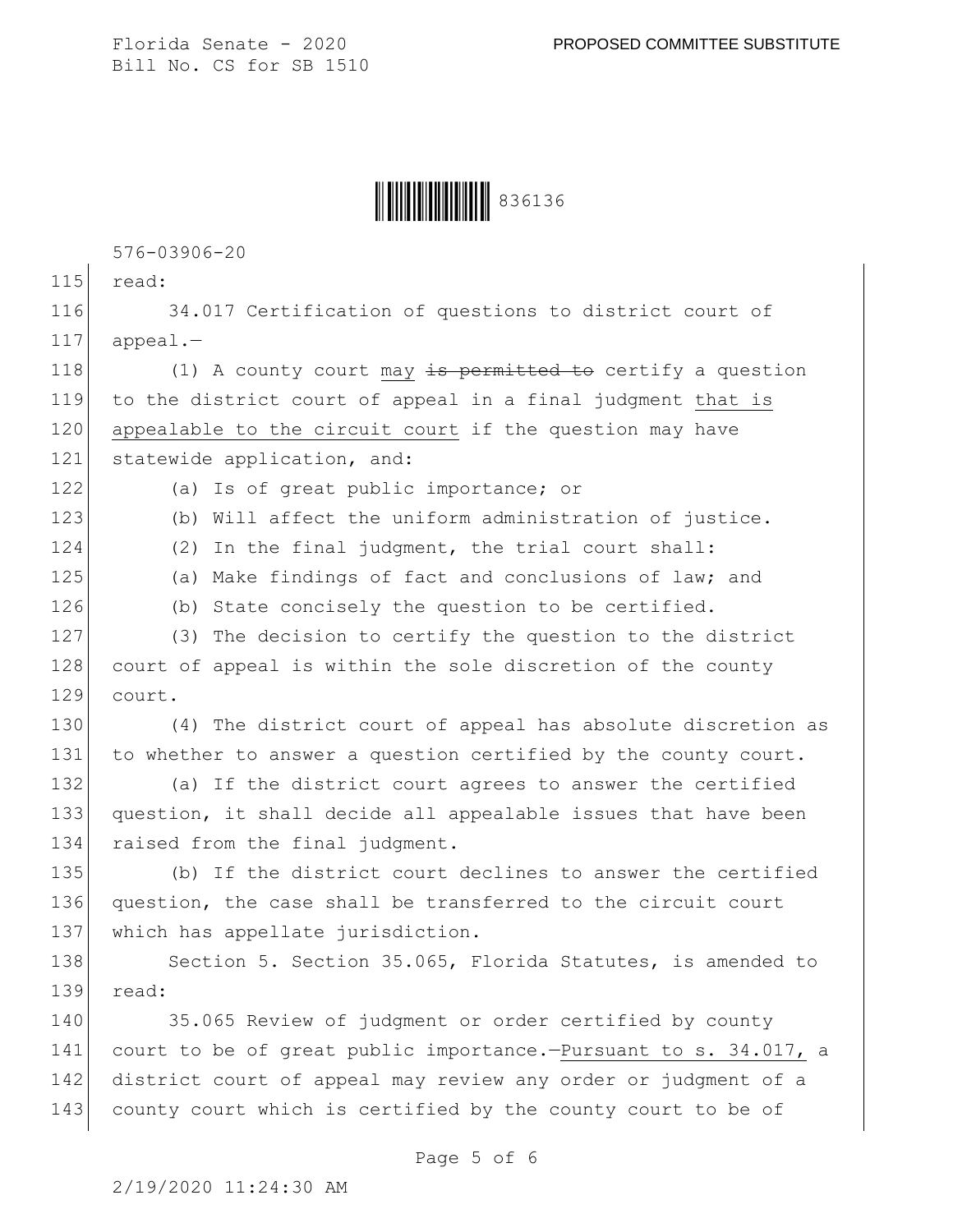read:

34.017 Certification of questions to district court of appeal.—

(1) A county court may ~~is permitted to~~ certify a question to the district court of appeal in a final judgment that is appealable to the circuit court if the question may have statewide application, and:

(a) Is of great public importance; or

(b) Will affect the uniform administration of justice.

(2) In the final judgment, the trial court shall:

(a) Make findings of fact and conclusions of law; and

(b) State concisely the question to be certified.

(3) The decision to certify the question to the district court of appeal is within the sole discretion of the county court.

(4) The district court of appeal has absolute discretion as to whether to answer a question certified by the county court.

(a) If the district court agrees to answer the certified question, it shall decide all appealable issues that have been raised from the final judgment.

(b) If the district court declines to answer the certified question, the case shall be transferred to the circuit court which has appellate jurisdiction.

Section 5. Section 35.065, Florida Statutes, is amended to read:

35.065 Review of judgment or order certified by county court to be of great public importance.—Pursuant to s. 34.017, a district court of appeal may review any order or judgment of a county court which is certified by the county court to be of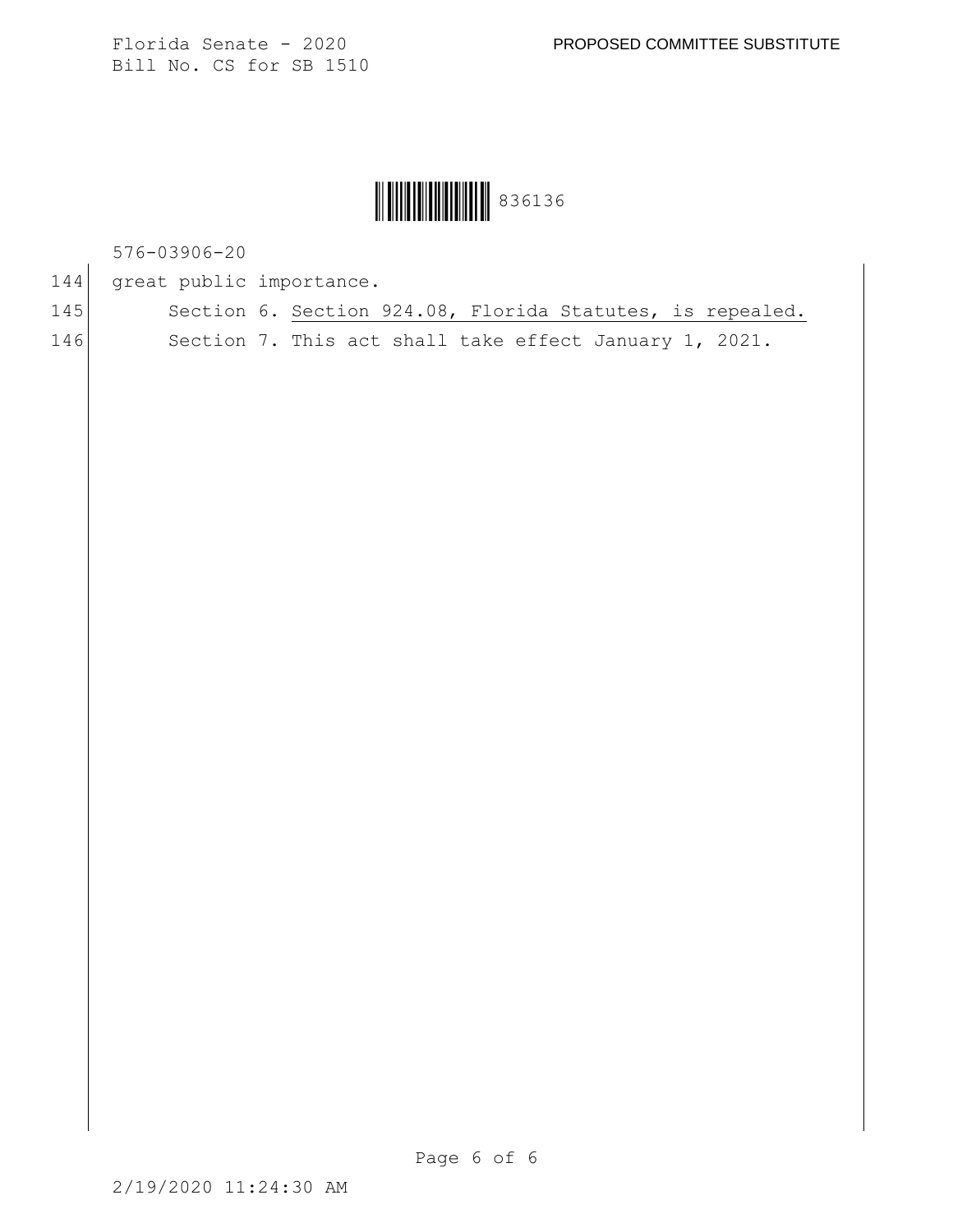great public importance.

Section 6. Section 924.08, Florida Statutes, is repealed.

Section 7. This act shall take effect January 1, 2021.